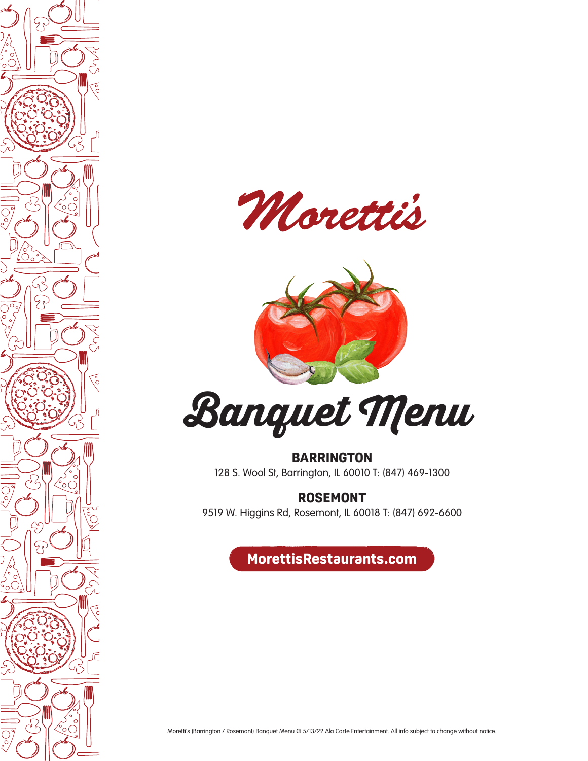# Moretti's

## Banquet Menu

**BARRINGTON**
128 S. Wool St, Barrington, IL 60010 T: (847) 469-1300

**ROSEMONT**
9519 W. Higgins Rd, Rosemont, IL 60018 T: (847) 692-6600

**MorettisRestaurants.com**

Moretti's (Barrington / Rosemont) Banquet Menu © 5/13/22 Ala Carte Entertainment. All info subject to change without notice.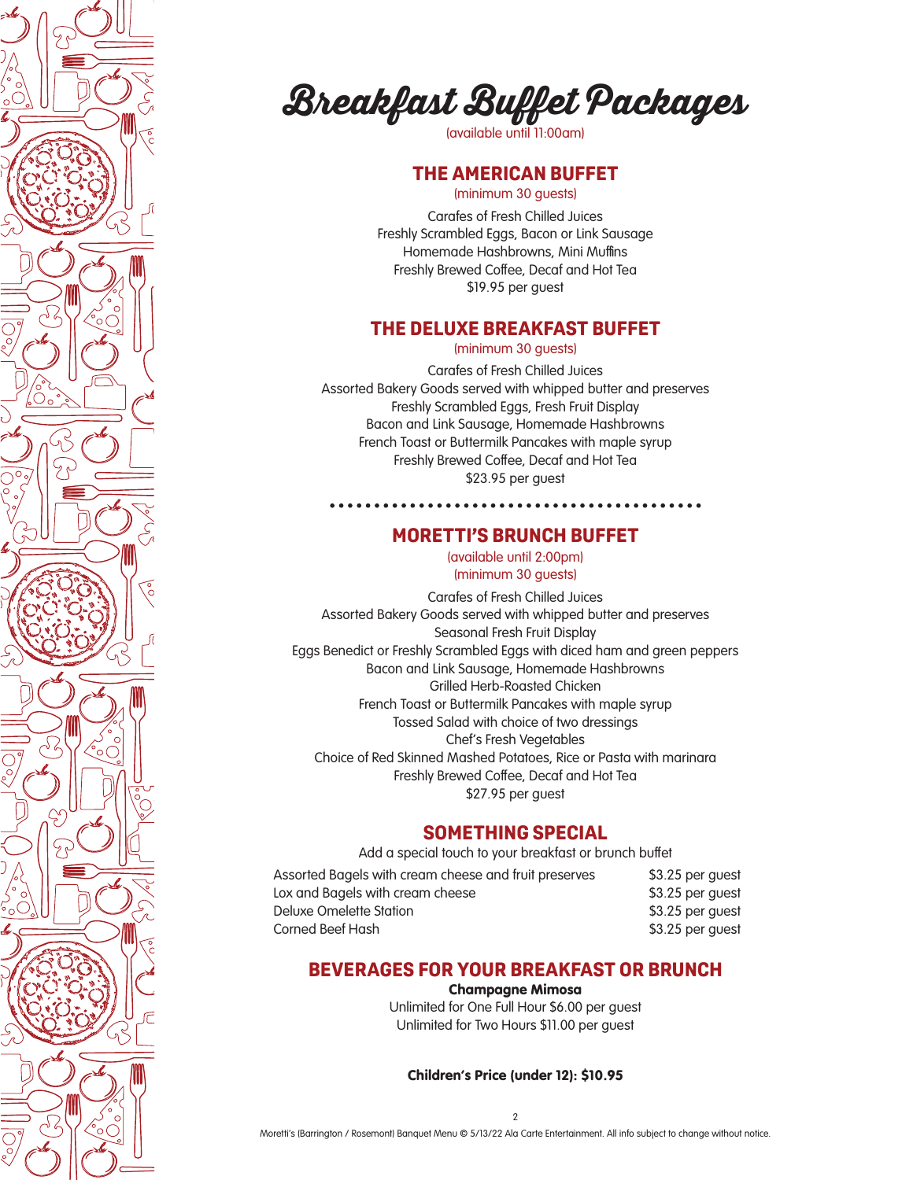# Breakfast Buffet Packages

(available until 11:00am)

## THE AMERICAN BUFFET

(minimum 30 guests)

Carafes of Fresh Chilled Juices
Freshly Scrambled Eggs, Bacon or Link Sausage
Homemade Hashbrowns, Mini Muffins
Freshly Brewed Coffee, Decaf and Hot Tea
$19.95 per guest

## THE DELUXE BREAKFAST BUFFET

(minimum 30 guests)

Carafes of Fresh Chilled Juices
Assorted Bakery Goods served with whipped butter and preserves
Freshly Scrambled Eggs, Fresh Fruit Display
Bacon and Link Sausage, Homemade Hashbrowns
French Toast or Buttermilk Pancakes with maple syrup
Freshly Brewed Coffee, Decaf and Hot Tea
$23.95 per guest

## MORETTI'S BRUNCH BUFFET

(available until 2:00pm)
(minimum 30 guests)

Carafes of Fresh Chilled Juices
Assorted Bakery Goods served with whipped butter and preserves
Seasonal Fresh Fruit Display
Eggs Benedict or Freshly Scrambled Eggs with diced ham and green peppers
Bacon and Link Sausage, Homemade Hashbrowns
Grilled Herb-Roasted Chicken
French Toast or Buttermilk Pancakes with maple syrup
Tossed Salad with choice of two dressings
Chef's Fresh Vegetables
Choice of Red Skinned Mashed Potatoes, Rice or Pasta with marinara
Freshly Brewed Coffee, Decaf and Hot Tea
$27.95 per guest

## SOMETHING SPECIAL

Add a special touch to your breakfast or brunch buffet

| | |
|---|---|
| Assorted Bagels with cream cheese and fruit preserves | $3.25 per guest |
| Lox and Bagels with cream cheese | $3.25 per guest |
| Deluxe Omelette Station | $3.25 per guest |
| Corned Beef Hash | $3.25 per guest |

## BEVERAGES FOR YOUR BREAKFAST OR BRUNCH

**Champagne Mimosa**

Unlimited for One Full Hour $6.00 per guest
Unlimited for Two Hours $11.00 per guest

**Children's Price (under 12): $10.95**

Moretti's (Barrington / Rosemont) Banquet Menu © 5/13/22 Ala Carte Entertainment. All info subject to change without notice.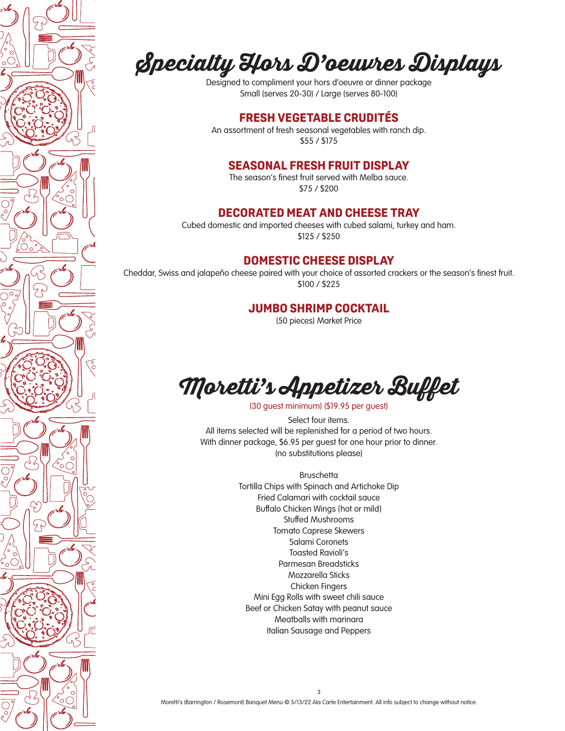# Specialty Hors D'oeuvres Displays

Designed to compliment your hors d'oeuvre or dinner package
Small (serves 20-30) / Large (serves 80-100)

## FRESH VEGETABLE CRUDITÉS

An assortment of fresh seasonal vegetables with ranch dip.
$55 / $175

## SEASONAL FRESH FRUIT DISPLAY

The season's finest fruit served with Melba sauce.
$75 / $200

## DECORATED MEAT AND CHEESE TRAY

Cubed domestic and imported cheeses with cubed salami, turkey and ham.
$125 / $250

## DOMESTIC CHEESE DISPLAY

Cheddar, Swiss and jalapeño cheese paired with your choice of assorted crackers or the season's finest fruit.
$100 / $225

## JUMBO SHRIMP COCKTAIL

(50 pieces) Market Price

# Moretti's Appetizer Buffet

(30 guest minimum) ($19.95 per guest)

Select four items.
All items selected will be replenished for a period of two hours.
With dinner package, $6.95 per guest for one hour prior to dinner.
(no substitutions please)

Bruschetta
Tortilla Chips with Spinach and Artichoke Dip
Fried Calamari with cocktail sauce
Buffalo Chicken Wings (hot or mild)
Stuffed Mushrooms
Tomato Caprese Skewers
Salami Coronets
Toasted Ravioli's
Parmesan Breadsticks
Mozzarella Sticks
Chicken Fingers
Mini Egg Rolls with sweet chili sauce
Beef or Chicken Satay with peanut sauce
Meatballs with marinara
Italian Sausage and Peppers

Moretti's (Barrington / Rosemont) Banquet Menu © 5/13/22 Ala Carte Entertainment. All info subject to change without notice.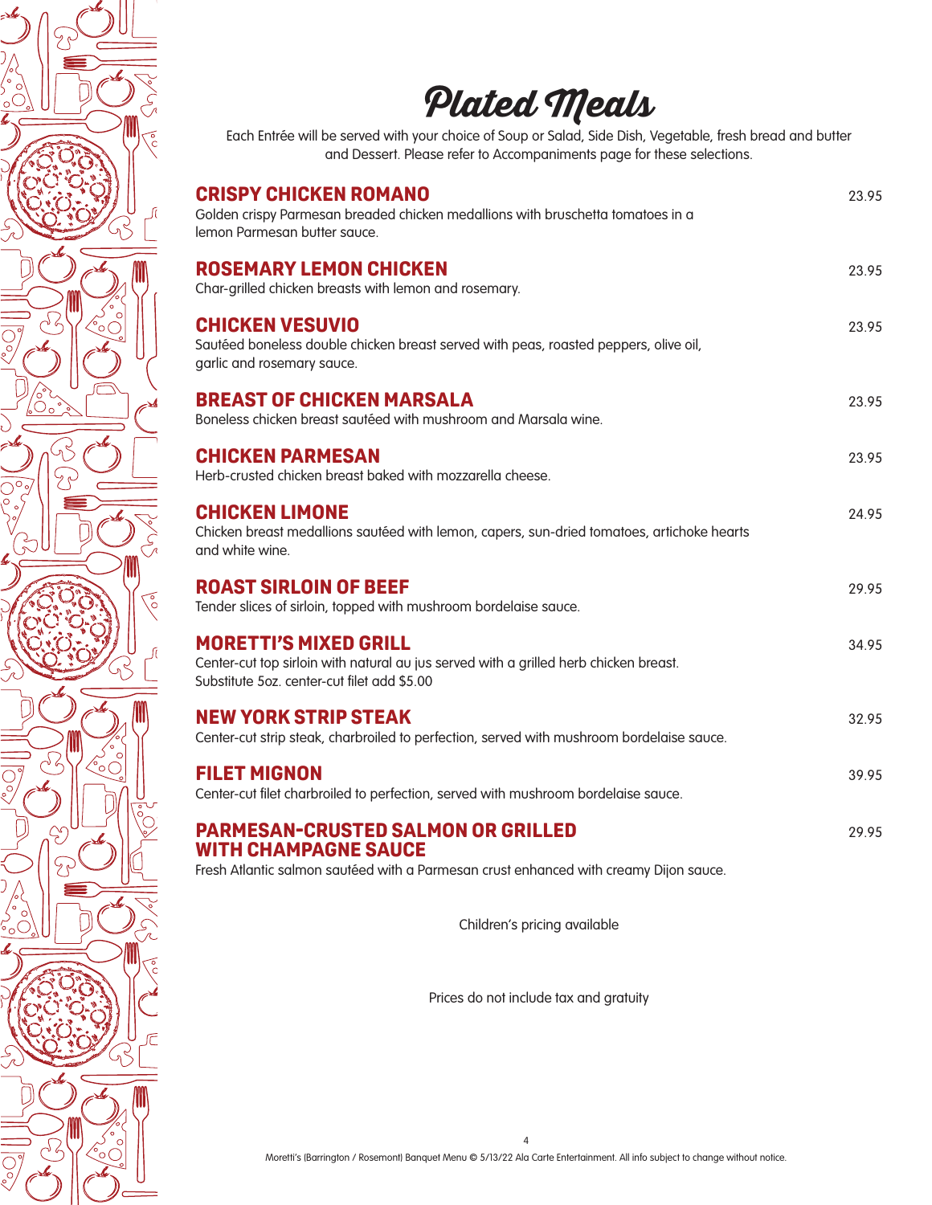# Plated Meals

Each Entrée will be served with your choice of Soup or Salad, Side Dish, Vegetable, fresh bread and butter and Dessert. Please refer to Accompaniments page for these selections.

**CRISPY CHICKEN ROMANO** — 23.95
Golden crispy Parmesan breaded chicken medallions with bruschetta tomatoes in a lemon Parmesan butter sauce.

**ROSEMARY LEMON CHICKEN** — 23.95
Char-grilled chicken breasts with lemon and rosemary.

**CHICKEN VESUVIO** — 23.95
Sautéed boneless double chicken breast served with peas, roasted peppers, olive oil, garlic and rosemary sauce.

**BREAST OF CHICKEN MARSALA** — 23.95
Boneless chicken breast sautéed with mushroom and Marsala wine.

**CHICKEN PARMESAN** — 23.95
Herb-crusted chicken breast baked with mozzarella cheese.

**CHICKEN LIMONE** — 24.95
Chicken breast medallions sautéed with lemon, capers, sun-dried tomatoes, artichoke hearts and white wine.

**ROAST SIRLOIN OF BEEF** — 29.95
Tender slices of sirloin, topped with mushroom bordelaise sauce.

**MORETTI'S MIXED GRILL** — 34.95
Center-cut top sirloin with natural au jus served with a grilled herb chicken breast.
Substitute 5oz. center-cut filet add $5.00

**NEW YORK STRIP STEAK** — 32.95
Center-cut strip steak, charbroiled to perfection, served with mushroom bordelaise sauce.

**FILET MIGNON** — 39.95
Center-cut filet charbroiled to perfection, served with mushroom bordelaise sauce.

**PARMESAN-CRUSTED SALMON OR GRILLED WITH CHAMPAGNE SAUCE** — 29.95
Fresh Atlantic salmon sautéed with a Parmesan crust enhanced with creamy Dijon sauce.

Children's pricing available

Prices do not include tax and gratuity

Moretti's (Barrington / Rosemont) Banquet Menu © 5/13/22 Ala Carte Entertainment. All info subject to change without notice.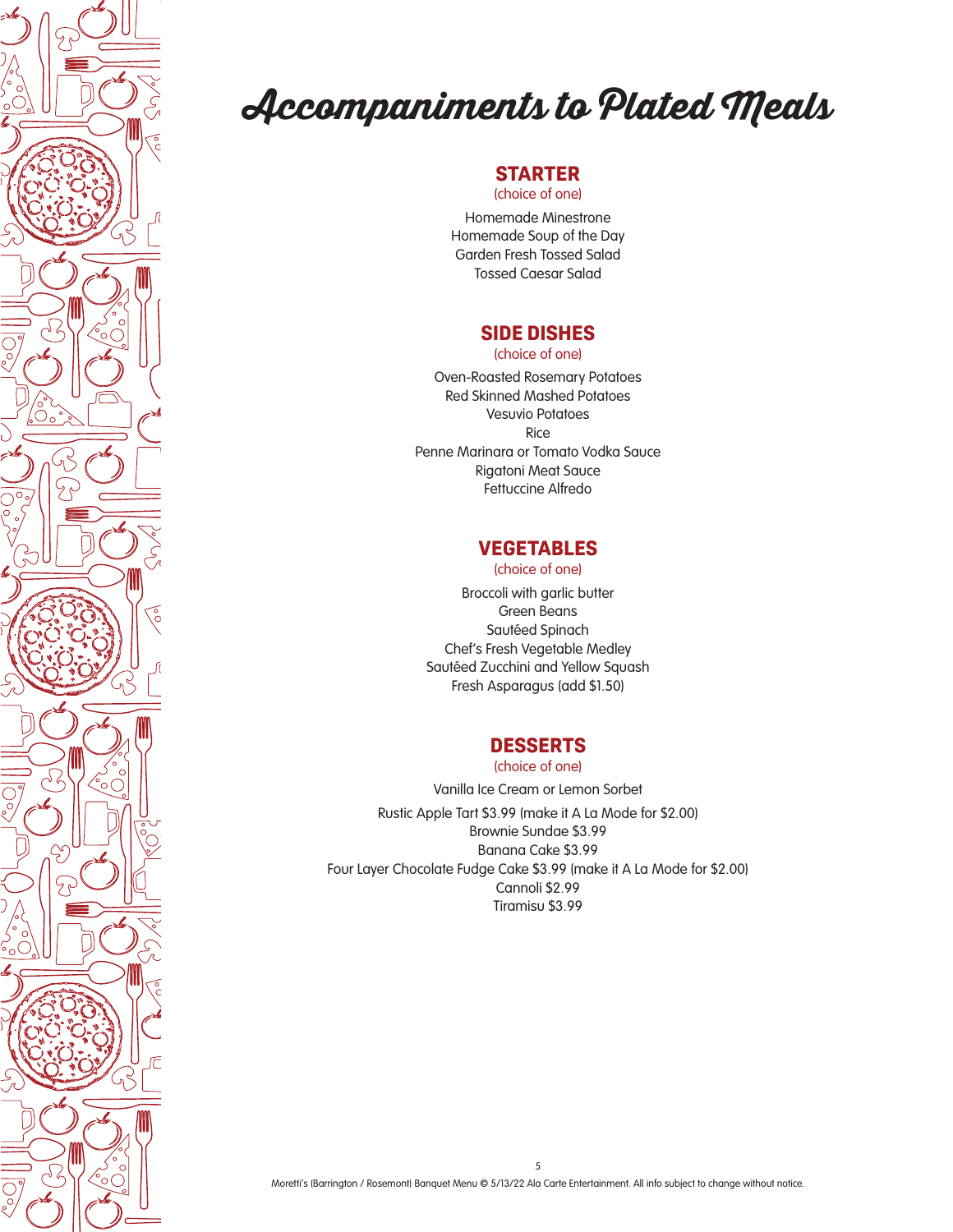# Accompaniments to Plated Meals

## STARTER
(choice of one)

Homemade Minestrone
Homemade Soup of the Day
Garden Fresh Tossed Salad
Tossed Caesar Salad

## SIDE DISHES
(choice of one)

Oven-Roasted Rosemary Potatoes
Red Skinned Mashed Potatoes
Vesuvio Potatoes
Rice
Penne Marinara or Tomato Vodka Sauce
Rigatoni Meat Sauce
Fettuccine Alfredo

## VEGETABLES
(choice of one)

Broccoli with garlic butter
Green Beans
Sautéed Spinach
Chef's Fresh Vegetable Medley
Sautéed Zucchini and Yellow Squash
Fresh Asparagus (add $1.50)

## DESSERTS
(choice of one)

Vanilla Ice Cream or Lemon Sorbet

Rustic Apple Tart $3.99 (make it A La Mode for $2.00)
Brownie Sundae $3.99
Banana Cake $3.99
Four Layer Chocolate Fudge Cake $3.99 (make it A La Mode for $2.00)
Cannoli $2.99
Tiramisu $3.99

Moretti's (Barrington / Rosemont) Banquet Menu © 5/13/22 Ala Carte Entertainment. All info subject to change without notice.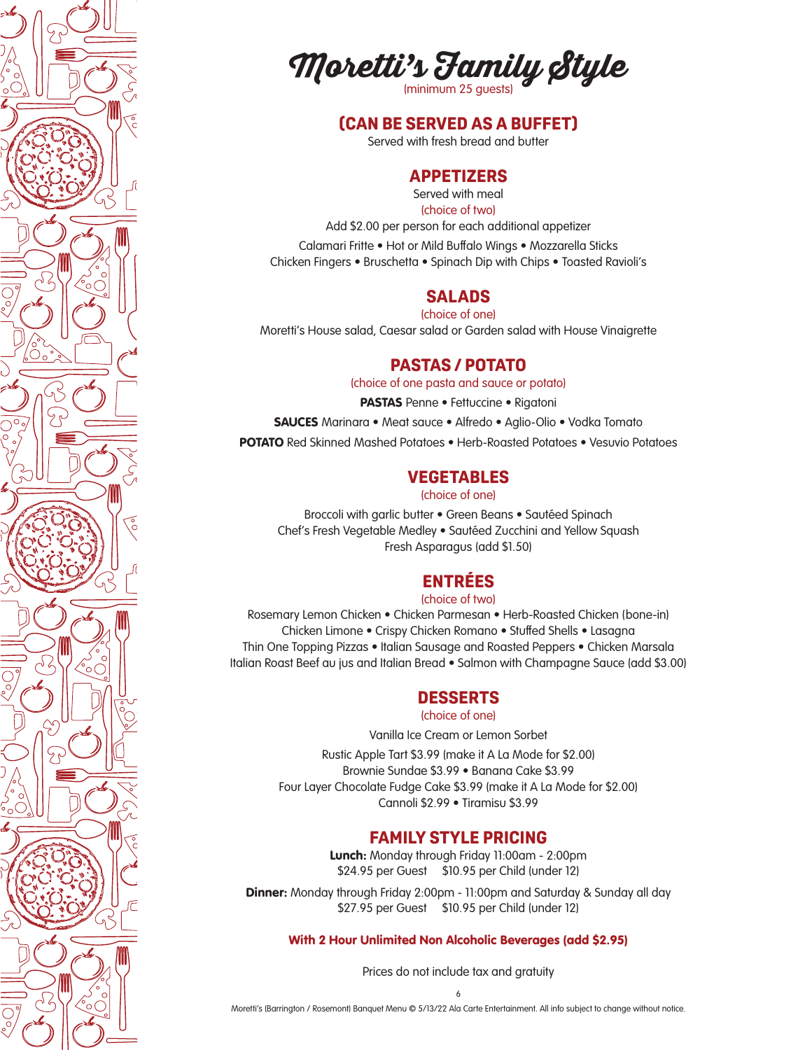# Moretti's Family Style

(minimum 25 guests)

## (CAN BE SERVED AS A BUFFET)

Served with fresh bread and butter

## APPETIZERS

Served with meal

(choice of two)

Add $2.00 per person for each additional appetizer

Calamari Fritte • Hot or Mild Buffalo Wings • Mozzarella Sticks
Chicken Fingers • Bruschetta • Spinach Dip with Chips • Toasted Ravioli's

## SALADS

(choice of one)

Moretti's House salad, Caesar salad or Garden salad with House Vinaigrette

## PASTAS / POTATO

(choice of one pasta and sauce or potato)

**PASTAS** Penne • Fettuccine • Rigatoni

**SAUCES** Marinara • Meat sauce • Alfredo • Aglio-Olio • Vodka Tomato

**POTATO** Red Skinned Mashed Potatoes • Herb-Roasted Potatoes • Vesuvio Potatoes

## VEGETABLES

(choice of one)

Broccoli with garlic butter • Green Beans • Sautéed Spinach
Chef's Fresh Vegetable Medley • Sautéed Zucchini and Yellow Squash
Fresh Asparagus (add $1.50)

## ENTRÉES

(choice of two)

Rosemary Lemon Chicken • Chicken Parmesan • Herb-Roasted Chicken (bone-in)
Chicken Limone • Crispy Chicken Romano • Stuffed Shells • Lasagna
Thin One Topping Pizzas • Italian Sausage and Roasted Peppers • Chicken Marsala
Italian Roast Beef au jus and Italian Bread • Salmon with Champagne Sauce (add $3.00)

## DESSERTS

(choice of one)

Vanilla Ice Cream or Lemon Sorbet

Rustic Apple Tart $3.99 (make it A La Mode for $2.00)
Brownie Sundae $3.99 • Banana Cake $3.99
Four Layer Chocolate Fudge Cake $3.99 (make it A La Mode for $2.00)
Cannoli $2.99 • Tiramisu $3.99

## FAMILY STYLE PRICING

**Lunch:** Monday through Friday 11:00am - 2:00pm
$24.95 per Guest   $10.95 per Child (under 12)

**Dinner:** Monday through Friday 2:00pm - 11:00pm and Saturday & Sunday all day
$27.95 per Guest   $10.95 per Child (under 12)

**With 2 Hour Unlimited Non Alcoholic Beverages (add $2.95)**

Prices do not include tax and gratuity

Moretti's (Barrington / Rosemont) Banquet Menu © 5/13/22 Ala Carte Entertainment. All info subject to change without notice.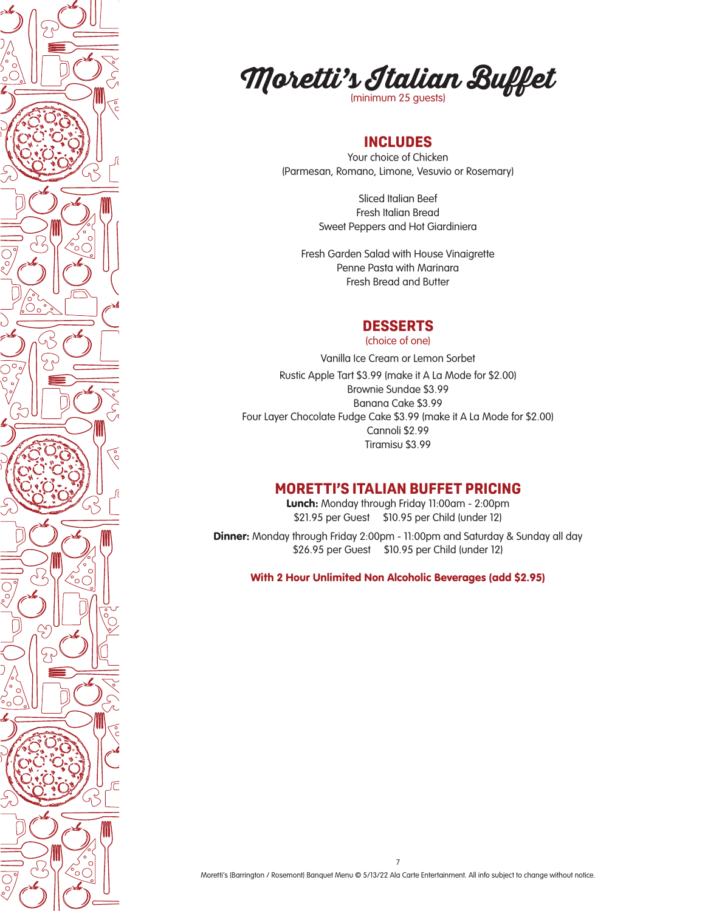# Moretti's Italian Buffet

(minimum 25 guests)

## INCLUDES

Your choice of Chicken
(Parmesan, Romano, Limone, Vesuvio or Rosemary)

Sliced Italian Beef
Fresh Italian Bread
Sweet Peppers and Hot Giardiniera

Fresh Garden Salad with House Vinaigrette
Penne Pasta with Marinara
Fresh Bread and Butter

## DESSERTS

(choice of one)

Vanilla Ice Cream or Lemon Sorbet

Rustic Apple Tart $3.99 (make it A La Mode for $2.00)
Brownie Sundae $3.99
Banana Cake $3.99
Four Layer Chocolate Fudge Cake $3.99 (make it A La Mode for $2.00)
Cannoli $2.99
Tiramisu $3.99

## MORETTI'S ITALIAN BUFFET PRICING

**Lunch:** Monday through Friday 11:00am - 2:00pm
$21.95 per Guest     $10.95 per Child (under 12)

**Dinner:** Monday through Friday 2:00pm - 11:00pm and Saturday & Sunday all day
$26.95 per Guest     $10.95 per Child (under 12)

**With 2 Hour Unlimited Non Alcoholic Beverages (add $2.95)**

Moretti's (Barrington / Rosemont) Banquet Menu © 5/13/22 Ala Carte Entertainment. All info subject to change without notice.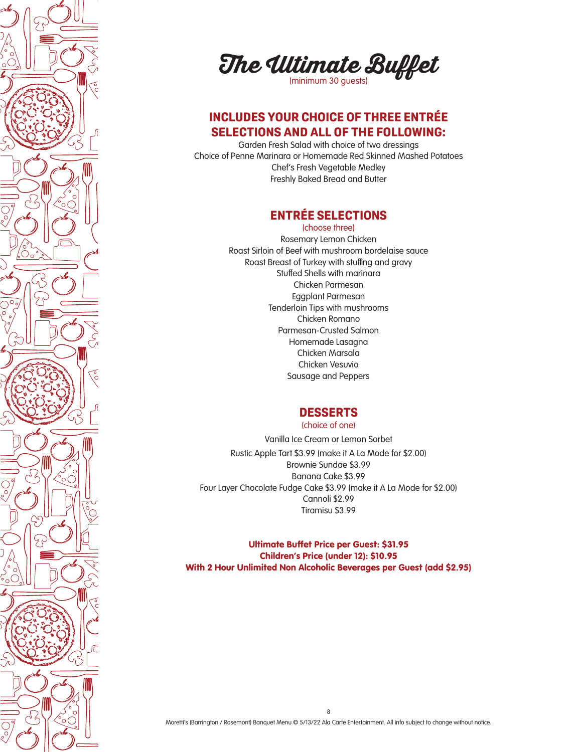# The Ultimate Buffet

(minimum 30 guests)

## INCLUDES YOUR CHOICE OF THREE ENTRÉE SELECTIONS AND ALL OF THE FOLLOWING:

Garden Fresh Salad with choice of two dressings
Choice of Penne Marinara or Homemade Red Skinned Mashed Potatoes
Chef's Fresh Vegetable Medley
Freshly Baked Bread and Butter

## ENTRÉE SELECTIONS

(choose three)

Rosemary Lemon Chicken
Roast Sirloin of Beef with mushroom bordelaise sauce
Roast Breast of Turkey with stuffing and gravy
Stuffed Shells with marinara
Chicken Parmesan
Eggplant Parmesan
Tenderloin Tips with mushrooms
Chicken Romano
Parmesan-Crusted Salmon
Homemade Lasagna
Chicken Marsala
Chicken Vesuvio
Sausage and Peppers

## DESSERTS

(choice of one)

Vanilla Ice Cream or Lemon Sorbet

Rustic Apple Tart $3.99 (make it A La Mode for $2.00)
Brownie Sundae $3.99
Banana Cake $3.99
Four Layer Chocolate Fudge Cake $3.99 (make it A La Mode for $2.00)
Cannoli $2.99
Tiramisu $3.99

**Ultimate Buffet Price per Guest: $31.95**
**Children's Price (under 12): $10.95**
**With 2 Hour Unlimited Non Alcoholic Beverages per Guest (add $2.95)**

Moretti's (Barrington / Rosemont) Banquet Menu © 5/13/22 Ala Carte Entertainment. All info subject to change without notice.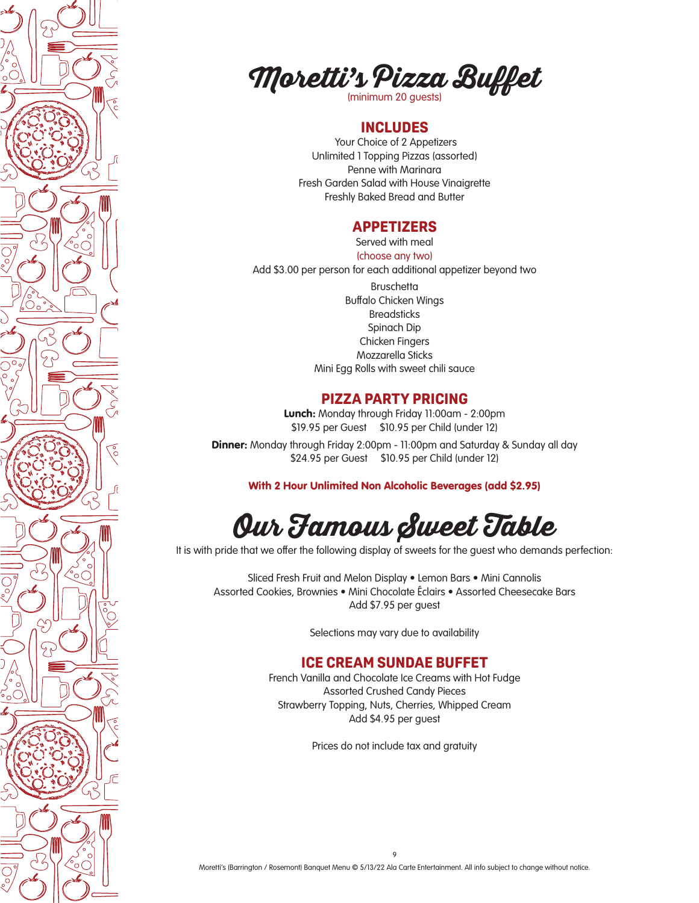# Moretti's Pizza Buffet

(minimum 20 guests)

## INCLUDES

Your Choice of 2 Appetizers
Unlimited 1 Topping Pizzas (assorted)
Penne with Marinara
Fresh Garden Salad with House Vinaigrette
Freshly Baked Bread and Butter

## APPETIZERS

Served with meal
(choose any two)
Add $3.00 per person for each additional appetizer beyond two

Bruschetta
Buffalo Chicken Wings
Breadsticks
Spinach Dip
Chicken Fingers
Mozzarella Sticks
Mini Egg Rolls with sweet chili sauce

## PIZZA PARTY PRICING

**Lunch:** Monday through Friday 11:00am - 2:00pm
$19.95 per Guest     $10.95 per Child (under 12)

**Dinner:** Monday through Friday 2:00pm - 11:00pm and Saturday & Sunday all day
$24.95 per Guest     $10.95 per Child (under 12)

**With 2 Hour Unlimited Non Alcoholic Beverages (add $2.95)**

# Our Famous Sweet Table

It is with pride that we offer the following display of sweets for the guest who demands perfection:

Sliced Fresh Fruit and Melon Display • Lemon Bars • Mini Cannolis
Assorted Cookies, Brownies • Mini Chocolate Éclairs • Assorted Cheesecake Bars
Add $7.95 per guest

Selections may vary due to availability

## ICE CREAM SUNDAE BUFFET

French Vanilla and Chocolate Ice Creams with Hot Fudge
Assorted Crushed Candy Pieces
Strawberry Topping, Nuts, Cherries, Whipped Cream
Add $4.95 per guest

Prices do not include tax and gratuity

Moretti's (Barrington / Rosemont) Banquet Menu © 5/13/22 Ala Carte Entertainment. All info subject to change without notice.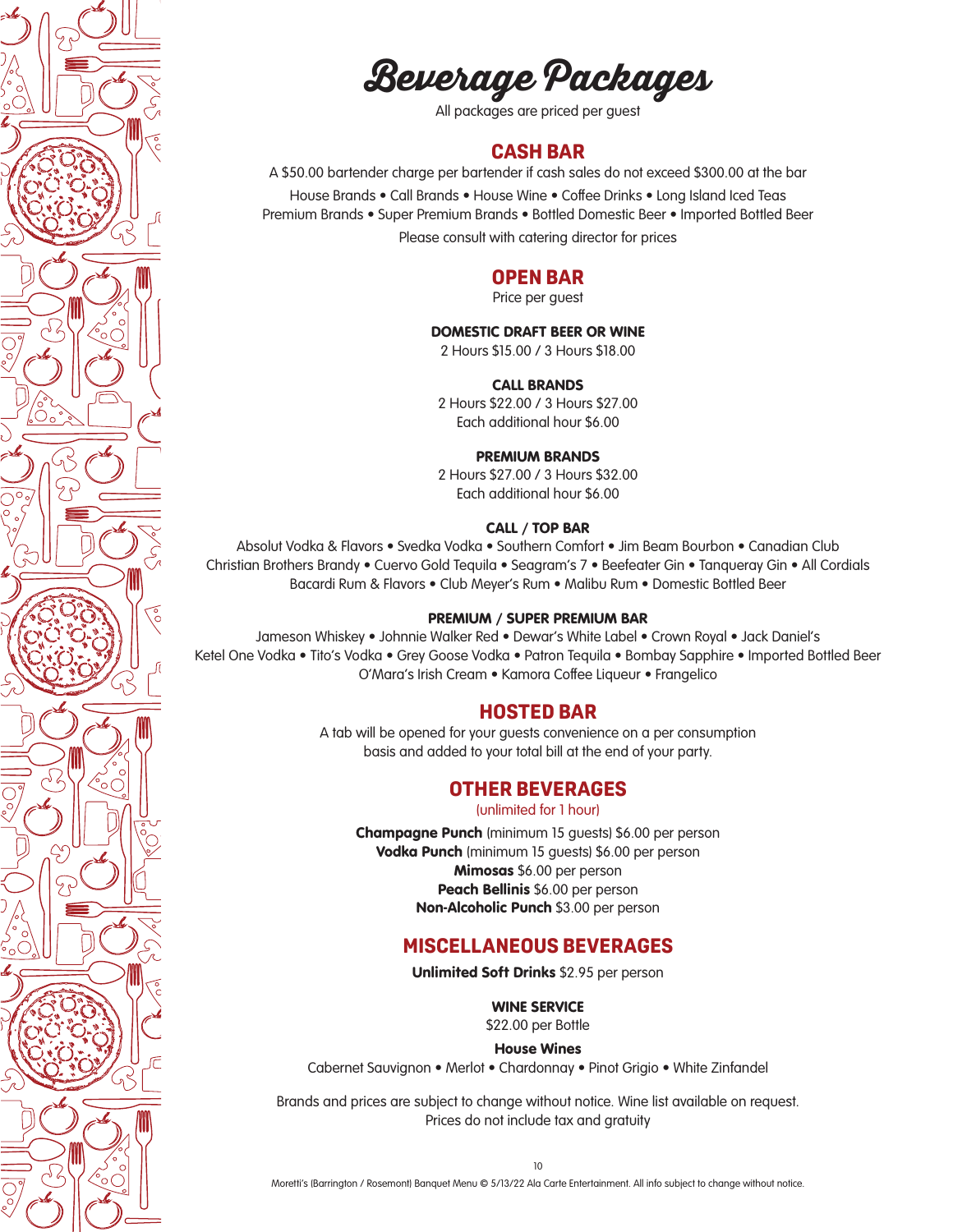# Beverage Packages

All packages are priced per guest

## CASH BAR

A $50.00 bartender charge per bartender if cash sales do not exceed $300.00 at the bar

House Brands • Call Brands • House Wine • Coffee Drinks • Long Island Iced Teas
Premium Brands • Super Premium Brands • Bottled Domestic Beer • Imported Bottled Beer

Please consult with catering director for prices

## OPEN BAR

Price per guest

### DOMESTIC DRAFT BEER OR WINE

2 Hours $15.00 / 3 Hours $18.00

### CALL BRANDS

2 Hours $22.00 / 3 Hours $27.00
Each additional hour $6.00

### PREMIUM BRANDS

2 Hours $27.00 / 3 Hours $32.00
Each additional hour $6.00

### CALL / TOP BAR

Absolut Vodka & Flavors • Svedka Vodka • Southern Comfort • Jim Beam Bourbon • Canadian Club
Christian Brothers Brandy • Cuervo Gold Tequila • Seagram's 7 • Beefeater Gin • Tanqueray Gin • All Cordials
Bacardi Rum & Flavors • Club Meyer's Rum • Malibu Rum • Domestic Bottled Beer

### PREMIUM / SUPER PREMIUM BAR

Jameson Whiskey • Johnnie Walker Red • Dewar's White Label • Crown Royal • Jack Daniel's
Ketel One Vodka • Tito's Vodka • Grey Goose Vodka • Patron Tequila • Bombay Sapphire • Imported Bottled Beer
O'Mara's Irish Cream • Kamora Coffee Liqueur • Frangelico

## HOSTED BAR

A tab will be opened for your guests convenience on a per consumption basis and added to your total bill at the end of your party.

## OTHER BEVERAGES

(unlimited for 1 hour)

**Champagne Punch** (minimum 15 guests) $6.00 per person
**Vodka Punch** (minimum 15 guests) $6.00 per person
**Mimosas** $6.00 per person
**Peach Bellinis** $6.00 per person
**Non-Alcoholic Punch** $3.00 per person

## MISCELLANEOUS BEVERAGES

**Unlimited Soft Drinks** $2.95 per person

### WINE SERVICE

$22.00 per Bottle

**House Wines**

Cabernet Sauvignon • Merlot • Chardonnay • Pinot Grigio • White Zinfandel

Brands and prices are subject to change without notice. Wine list available on request.
Prices do not include tax and gratuity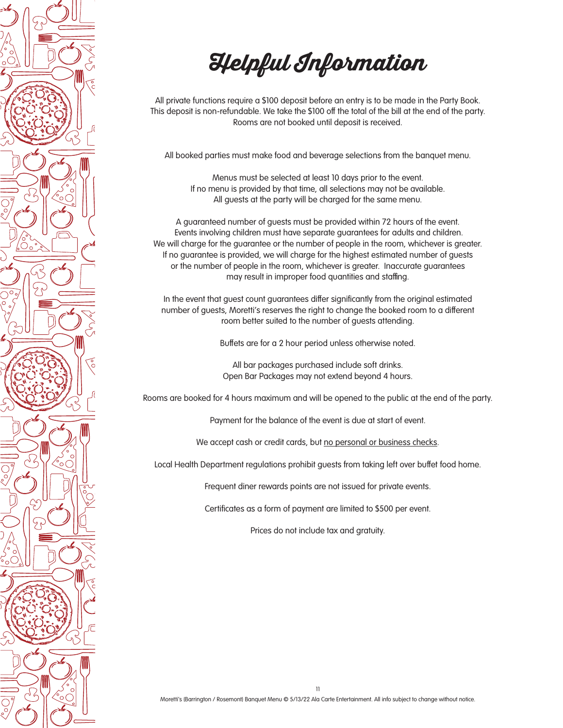# Helpful Information

All private functions require a $100 deposit before an entry is to be made in the Party Book. This deposit is non-refundable. We take the $100 off the total of the bill at the end of the party. Rooms are not booked until deposit is received.

All booked parties must make food and beverage selections from the banquet menu.

Menus must be selected at least 10 days prior to the event. If no menu is provided by that time, all selections may not be available. All guests at the party will be charged for the same menu.

A guaranteed number of guests must be provided within 72 hours of the event. Events involving children must have separate guarantees for adults and children. We will charge for the guarantee or the number of people in the room, whichever is greater. If no guarantee is provided, we will charge for the highest estimated number of guests or the number of people in the room, whichever is greater. Inaccurate guarantees may result in improper food quantities and staffing.

In the event that guest count guarantees differ significantly from the original estimated number of guests, Moretti's reserves the right to change the booked room to a different room better suited to the number of guests attending.

Buffets are for a 2 hour period unless otherwise noted.

All bar packages purchased include soft drinks. Open Bar Packages may not extend beyond 4 hours.

Rooms are booked for 4 hours maximum and will be opened to the public at the end of the party.

Payment for the balance of the event is due at start of event.

We accept cash or credit cards, but no personal or business checks.

Local Health Department regulations prohibit guests from taking left over buffet food home.

Frequent diner rewards points are not issued for private events.

Certificates as a form of payment are limited to $500 per event.

Prices do not include tax and gratuity.

Moretti's (Barrington / Rosemont) Banquet Menu © 5/13/22 Ala Carte Entertainment. All info subject to change without notice.